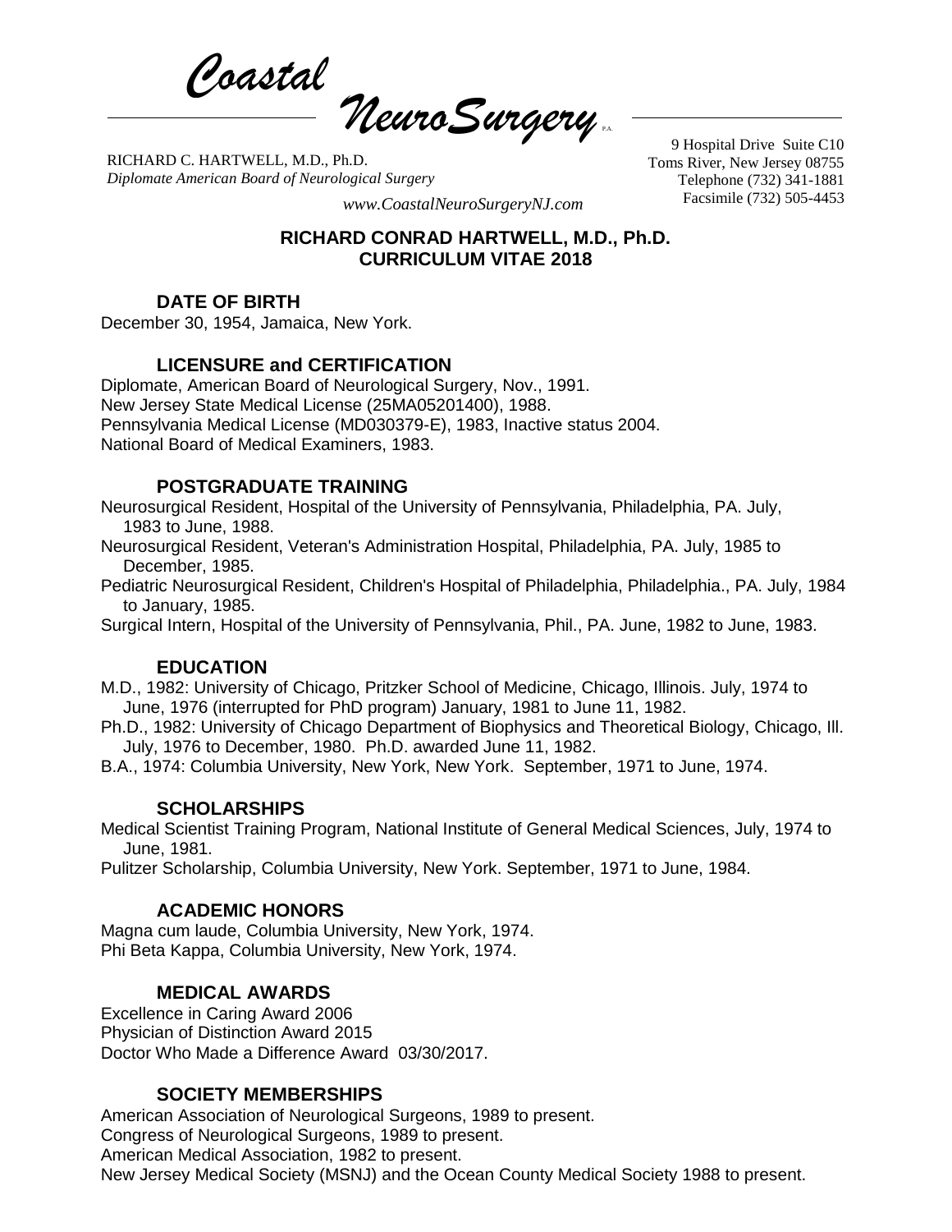*Coastal NeuroSurgery* P.A.

RICHARD C. HARTWELL, M.D., Ph.D.
*Diplomate American Board of Neurological Surgery*

9 Hospital Drive Suite C10
Toms River, New Jersey 08755
Telephone (732) 341-1881
Facsimile (732) 505-4453

*www.CoastalNeuroSurgeryNJ.com*

## RICHARD CONRAD HARTWELL, M.D., Ph.D.
## CURRICULUM VITAE 2018

### DATE OF BIRTH

December 30, 1954, Jamaica, New York.

### LICENSURE and CERTIFICATION

Diplomate, American Board of Neurological Surgery, Nov., 1991.
New Jersey State Medical License (25MA05201400), 1988.
Pennsylvania Medical License (MD030379-E), 1983, Inactive status 2004.
National Board of Medical Examiners, 1983.

### POSTGRADUATE TRAINING

Neurosurgical Resident, Hospital of the University of Pennsylvania, Philadelphia, PA. July, 1983 to June, 1988.

Neurosurgical Resident, Veteran's Administration Hospital, Philadelphia, PA. July, 1985 to December, 1985.

Pediatric Neurosurgical Resident, Children's Hospital of Philadelphia, Philadelphia., PA. July, 1984 to January, 1985.

Surgical Intern, Hospital of the University of Pennsylvania, Phil., PA. June, 1982 to June, 1983.

### EDUCATION

M.D., 1982: University of Chicago, Pritzker School of Medicine, Chicago, Illinois. July, 1974 to June, 1976 (interrupted for PhD program) January, 1981 to June 11, 1982.

Ph.D., 1982: University of Chicago Department of Biophysics and Theoretical Biology, Chicago, Ill. July, 1976 to December, 1980. Ph.D. awarded June 11, 1982.

B.A., 1974: Columbia University, New York, New York. September, 1971 to June, 1974.

### SCHOLARSHIPS

Medical Scientist Training Program, National Institute of General Medical Sciences, July, 1974 to June, 1981.

Pulitzer Scholarship, Columbia University, New York. September, 1971 to June, 1984.

### ACADEMIC HONORS

Magna cum laude, Columbia University, New York, 1974.
Phi Beta Kappa, Columbia University, New York, 1974.

### MEDICAL AWARDS

Excellence in Caring Award 2006
Physician of Distinction Award 2015
Doctor Who Made a Difference Award 03/30/2017.

### SOCIETY MEMBERSHIPS

American Association of Neurological Surgeons, 1989 to present.
Congress of Neurological Surgeons, 1989 to present.
American Medical Association, 1982 to present.
New Jersey Medical Society (MSNJ) and the Ocean County Medical Society 1988 to present.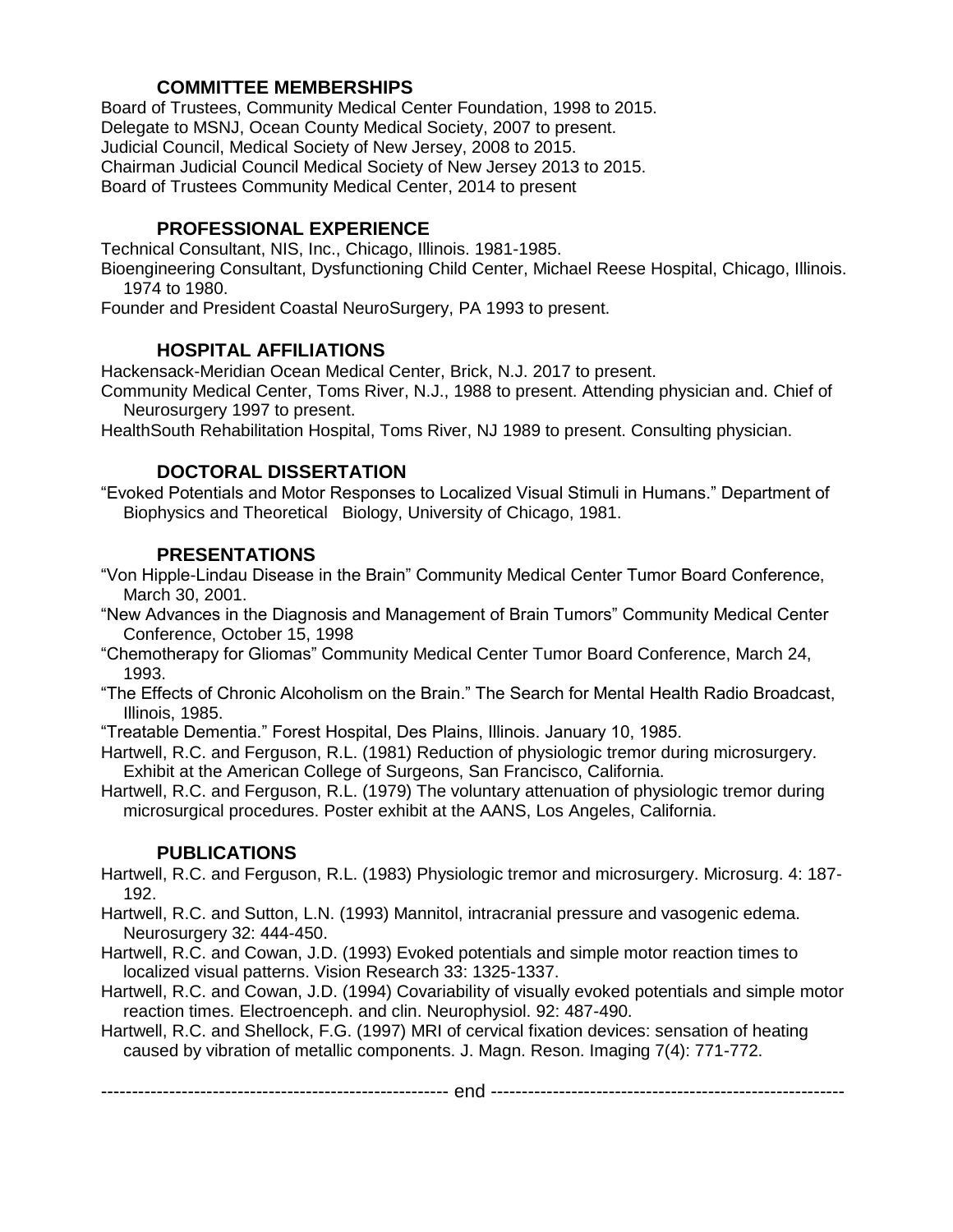## COMMITTEE MEMBERSHIPS

Board of Trustees, Community Medical Center Foundation, 1998 to 2015.
Delegate to MSNJ, Ocean County Medical Society, 2007 to present.
Judicial Council, Medical Society of New Jersey, 2008 to 2015.
Chairman Judicial Council Medical Society of New Jersey 2013 to 2015.
Board of Trustees Community Medical Center, 2014 to present

## PROFESSIONAL EXPERIENCE

Technical Consultant, NIS, Inc., Chicago, Illinois. 1981-1985.
Bioengineering Consultant, Dysfunctioning Child Center, Michael Reese Hospital, Chicago, Illinois. 1974 to 1980.
Founder and President Coastal NeuroSurgery, PA 1993 to present.

## HOSPITAL AFFILIATIONS

Hackensack-Meridian Ocean Medical Center, Brick, N.J. 2017 to present.
Community Medical Center, Toms River, N.J., 1988 to present. Attending physician and. Chief of Neurosurgery 1997 to present.
HealthSouth Rehabilitation Hospital, Toms River, NJ 1989 to present. Consulting physician.

## DOCTORAL DISSERTATION

"Evoked Potentials and Motor Responses to Localized Visual Stimuli in Humans." Department of Biophysics and Theoretical Biology, University of Chicago, 1981.

## PRESENTATIONS

"Von Hipple-Lindau Disease in the Brain" Community Medical Center Tumor Board Conference, March 30, 2001.
"New Advances in the Diagnosis and Management of Brain Tumors" Community Medical Center Conference, October 15, 1998
"Chemotherapy for Gliomas" Community Medical Center Tumor Board Conference, March 24, 1993.
"The Effects of Chronic Alcoholism on the Brain." The Search for Mental Health Radio Broadcast, Illinois, 1985.
"Treatable Dementia." Forest Hospital, Des Plains, Illinois. January 10, 1985.
Hartwell, R.C. and Ferguson, R.L. (1981) Reduction of physiologic tremor during microsurgery. Exhibit at the American College of Surgeons, San Francisco, California.
Hartwell, R.C. and Ferguson, R.L. (1979) The voluntary attenuation of physiologic tremor during microsurgical procedures. Poster exhibit at the AANS, Los Angeles, California.

## PUBLICATIONS

Hartwell, R.C. and Ferguson, R.L. (1983) Physiologic tremor and microsurgery. Microsurg. 4: 187-192.
Hartwell, R.C. and Sutton, L.N. (1993) Mannitol, intracranial pressure and vasogenic edema. Neurosurgery 32: 444-450.
Hartwell, R.C. and Cowan, J.D. (1993) Evoked potentials and simple motor reaction times to localized visual patterns. Vision Research 33: 1325-1337.
Hartwell, R.C. and Cowan, J.D. (1994) Covariability of visually evoked potentials and simple motor reaction times. Electroenceph. and clin. Neurophysiol. 92: 487-490.
Hartwell, R.C. and Shellock, F.G. (1997) MRI of cervical fixation devices: sensation of heating caused by vibration of metallic components. J. Magn. Reson. Imaging 7(4): 771-772.

-------------------------------------------------------- end --------------------------------------------------------